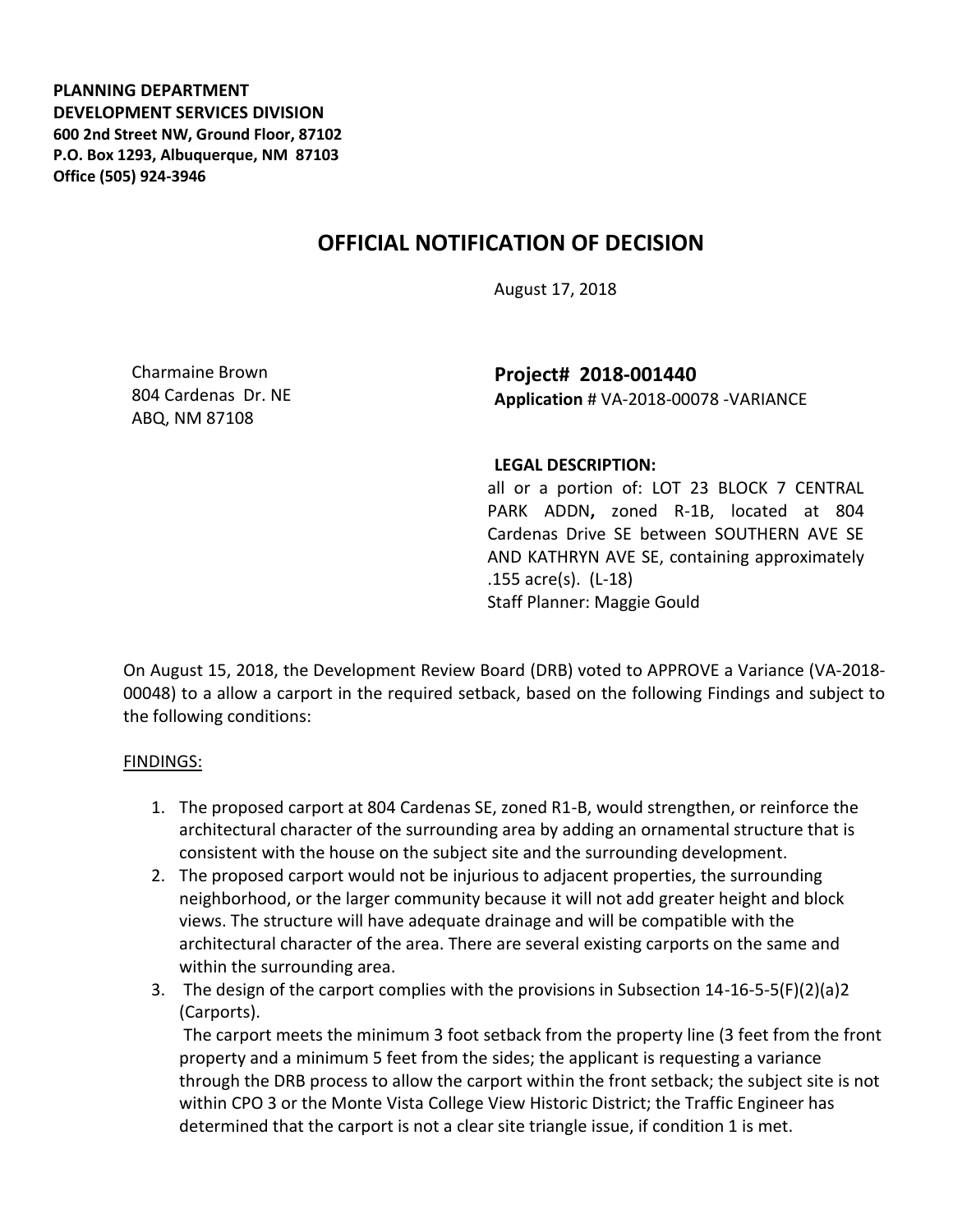**PLANNING DEPARTMENT**
**DEVELOPMENT SERVICES DIVISION**
**600 2nd Street NW, Ground Floor, 87102**
**P.O. Box 1293, Albuquerque, NM 87103**
**Office (505) 924-3946**

# OFFICIAL NOTIFICATION OF DECISION

August 17, 2018

Charmaine Brown
804 Cardenas Dr. NE
ABQ, NM 87108

**Project# 2018-001440**
**Application** # VA-2018-00078 -VARIANCE

**LEGAL DESCRIPTION:**
all or a portion of: LOT 23 BLOCK 7 CENTRAL PARK ADDN**,** zoned R-1B, located at 804 Cardenas Drive SE between SOUTHERN AVE SE AND KATHRYN AVE SE, containing approximately .155 acre(s). (L-18)
Staff Planner: Maggie Gould

On August 15, 2018, the Development Review Board (DRB) voted to APPROVE a Variance (VA-2018-00048) to a allow a carport in the required setback, based on the following Findings and subject to the following conditions:

FINDINGS:

1. The proposed carport at 804 Cardenas SE, zoned R1-B, would strengthen, or reinforce the architectural character of the surrounding area by adding an ornamental structure that is consistent with the house on the subject site and the surrounding development.
2. The proposed carport would not be injurious to adjacent properties, the surrounding neighborhood, or the larger community because it will not add greater height and block views. The structure will have adequate drainage and will be compatible with the architectural character of the area. There are several existing carports on the same and within the surrounding area.
3. The design of the carport complies with the provisions in Subsection 14-16-5-5(F)(2)(a)2 (Carports).
   The carport meets the minimum 3 foot setback from the property line (3 feet from the front property and a minimum 5 feet from the sides; the applicant is requesting a variance through the DRB process to allow the carport within the front setback; the subject site is not within CPO 3 or the Monte Vista College View Historic District; the Traffic Engineer has determined that the carport is not a clear site triangle issue, if condition 1 is met.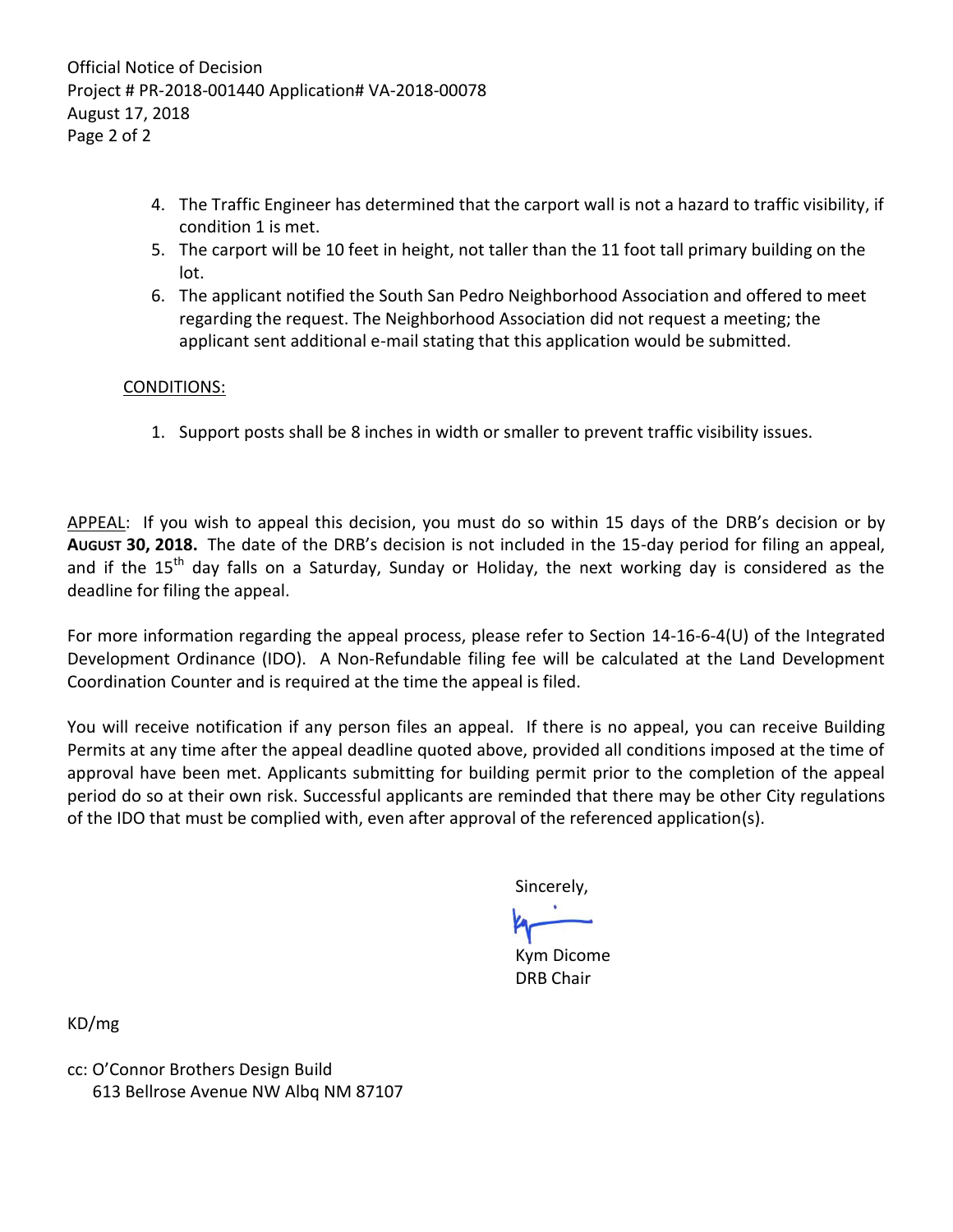4. The Traffic Engineer has determined that the carport wall is not a hazard to traffic visibility, if condition 1 is met.
5. The carport will be 10 feet in height, not taller than the 11 foot tall primary building on the lot.
6. The applicant notified the South San Pedro Neighborhood Association and offered to meet regarding the request. The Neighborhood Association did not request a meeting; the applicant sent additional e-mail stating that this application would be submitted.

CONDITIONS:

1. Support posts shall be 8 inches in width or smaller to prevent traffic visibility issues.

APPEAL: If you wish to appeal this decision, you must do so within 15 days of the DRB's decision or by **AUGUST 30, 2018.** The date of the DRB's decision is not included in the 15-day period for filing an appeal, and if the 15th day falls on a Saturday, Sunday or Holiday, the next working day is considered as the deadline for filing the appeal.

For more information regarding the appeal process, please refer to Section 14-16-6-4(U) of the Integrated Development Ordinance (IDO). A Non-Refundable filing fee will be calculated at the Land Development Coordination Counter and is required at the time the appeal is filed.

You will receive notification if any person files an appeal. If there is no appeal, you can receive Building Permits at any time after the appeal deadline quoted above, provided all conditions imposed at the time of approval have been met. Applicants submitting for building permit prior to the completion of the appeal period do so at their own risk. Successful applicants are reminded that there may be other City regulations of the IDO that must be complied with, even after approval of the referenced application(s).

Sincerely,

Kym Dicome
DRB Chair

KD/mg

cc: O'Connor Brothers Design Build
613 Bellrose Avenue NW Albq NM 87107